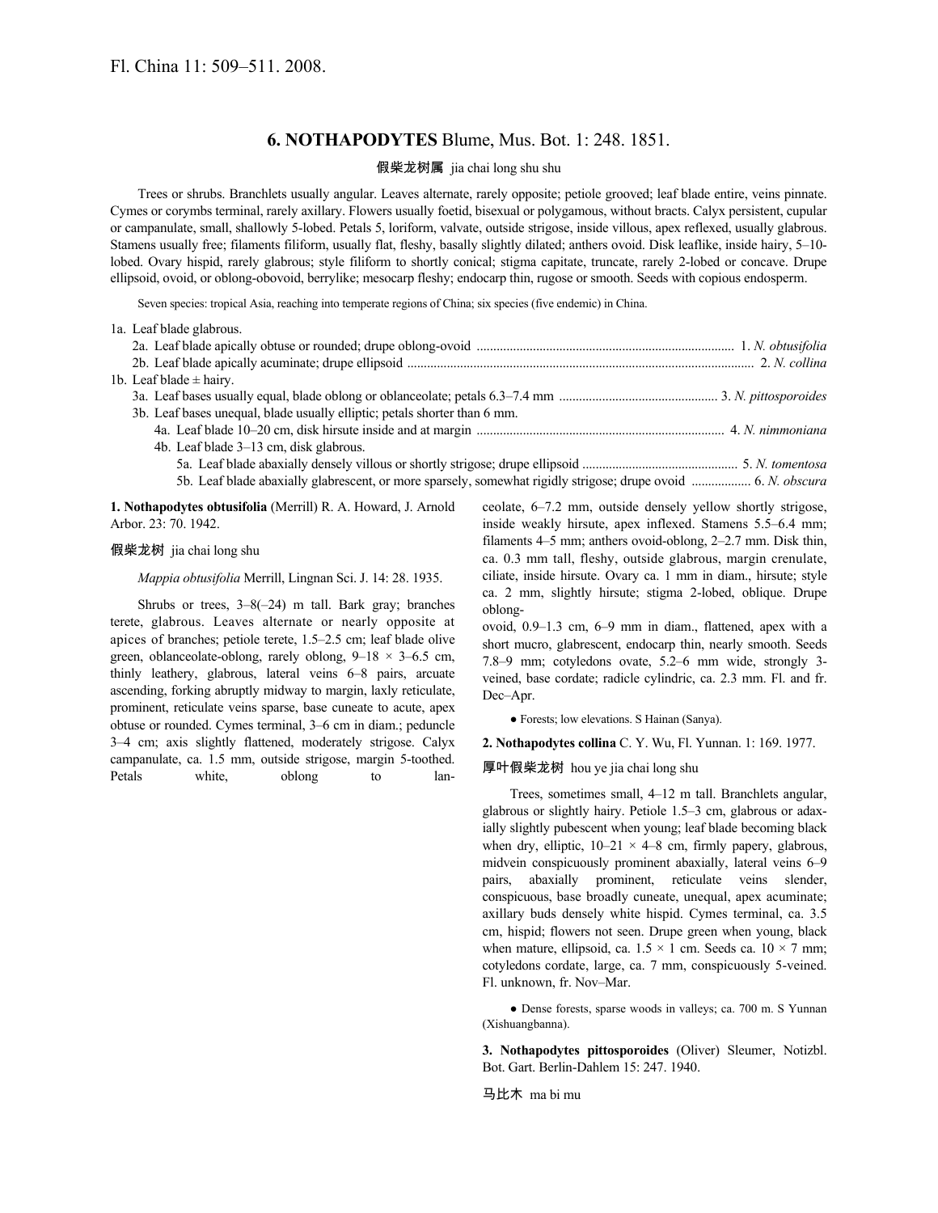Fl. China 11: 509–511. 2008.

# 6. NOTHAPODYTES Blume, Mus. Bot. 1: 248. 1851.

假柴龙树属 jia chai long shu shu

Trees or shrubs. Branchlets usually angular. Leaves alternate, rarely opposite; petiole grooved; leaf blade entire, veins pinnate. Cymes or corymbs terminal, rarely axillary. Flowers usually foetid, bisexual or polygamous, without bracts. Calyx persistent, cupular or campanulate, small, shallowly 5-lobed. Petals 5, loriform, valvate, outside strigose, inside villous, apex reflexed, usually glabrous. Stamens usually free; filaments filiform, usually flat, fleshy, basally slightly dilated; anthers ovoid. Disk leaflike, inside hairy, 5–10-lobed. Ovary hispid, rarely glabrous; style filiform to shortly conical; stigma capitate, truncate, rarely 2-lobed or concave. Drupe ellipsoid, ovoid, or oblong-obovoid, berrylike; mesocarp fleshy; endocarp thin, rugose or smooth. Seeds with copious endosperm.

Seven species: tropical Asia, reaching into temperate regions of China; six species (five endemic) in China.

1a. Leaf blade glabrous.
  2a. Leaf blade apically obtuse or rounded; drupe oblong-ovoid ........ 1. *N. obtusifolia*
  2b. Leaf blade apically acuminate; drupe ellipsoid ........ 2. *N. collina*
1b. Leaf blade ± hairy.
  3a. Leaf bases usually equal, blade oblong or oblanceolate; petals 6.3–7.4 mm ........ 3. *N. pittosporoides*
  3b. Leaf bases unequal, blade usually elliptic; petals shorter than 6 mm.
    4a. Leaf blade 10–20 cm, disk hirsute inside and at margin ........ 4. *N. nimmoniana*
    4b. Leaf blade 3–13 cm, disk glabrous.
      5a. Leaf blade abaxially densely villous or shortly strigose; drupe ellipsoid ........ 5. *N. tomentosa*
      5b. Leaf blade abaxially glabrescent, or more sparsely, somewhat rigidly strigose; drupe ovoid ........ 6. *N. obscura*

**1. Nothapodytes obtusifolia** (Merrill) R. A. Howard, J. Arnold Arbor. 23: 70. 1942.

假柴龙树 jia chai long shu

*Mappia obtusifolia* Merrill, Lingnan Sci. J. 14: 28. 1935.

Shrubs or trees, 3–8(–24) m tall. Bark gray; branches terete, glabrous. Leaves alternate or nearly opposite at apices of branches; petiole terete, 1.5–2.5 cm; leaf blade olive green, oblanceolate-oblong, rarely oblong, 9–18 × 3–6.5 cm, thinly leathery, glabrous, lateral veins 6–8 pairs, arcuate ascending, forking abruptly midway to margin, laxly reticulate, prominent, reticulate veins sparse, base cuneate to acute, apex obtuse or rounded. Cymes terminal, 3–6 cm in diam.; peduncle 3–4 cm; axis slightly flattened, moderately strigose. Calyx campanulate, ca. 1.5 mm, outside strigose, margin 5-toothed. Petals white, oblong to lanceolate, 6–7.2 mm, outside densely yellow shortly strigose, inside weakly hirsute, apex inflexed. Stamens 5.5–6.4 mm; filaments 4–5 mm; anthers ovoid-oblong, 2–2.7 mm. Disk thin, ca. 0.3 mm tall, fleshy, outside glabrous, margin crenulate, ciliate, inside hirsute. Ovary ca. 1 mm in diam., hirsute; style ca. 2 mm, slightly hirsute; stigma 2-lobed, oblique. Drupe oblong-ovoid, 0.9–1.3 cm, 6–9 mm in diam., flattened, apex with a short mucro, glabrescent, endocarp thin, nearly smooth. Seeds 7.8–9 mm; cotyledons ovate, 5.2–6 mm wide, strongly 3-veined, base cordate; radicle cylindric, ca. 2.3 mm. Fl. and fr. Dec–Apr.

● Forests; low elevations. S Hainan (Sanya).

**2. Nothapodytes collina** C. Y. Wu, Fl. Yunnan. 1: 169. 1977.

厚叶假柴龙树 hou ye jia chai long shu

Trees, sometimes small, 4–12 m tall. Branchlets angular, glabrous or slightly hairy. Petiole 1.5–3 cm, glabrous or adaxially slightly pubescent when young; leaf blade becoming black when dry, elliptic, 10–21 × 4–8 cm, firmly papery, glabrous, midvein conspicuously prominent abaxially, lateral veins 6–9 pairs, abaxially prominent, reticulate veins slender, conspicuous, base broadly cuneate, unequal, apex acuminate; axillary buds densely white hispid. Cymes terminal, ca. 3.5 cm, hispid; flowers not seen. Drupe green when young, black when mature, ellipsoid, ca. 1.5 × 1 cm. Seeds ca. 10 × 7 mm; cotyledons cordate, large, ca. 7 mm, conspicuously 5-veined. Fl. unknown, fr. Nov–Mar.

● Dense forests, sparse woods in valleys; ca. 700 m. S Yunnan (Xishuangbanna).

**3. Nothapodytes pittosporoides** (Oliver) Sleumer, Notizbl. Bot. Gart. Berlin-Dahlem 15: 247. 1940.

马比木 ma bi mu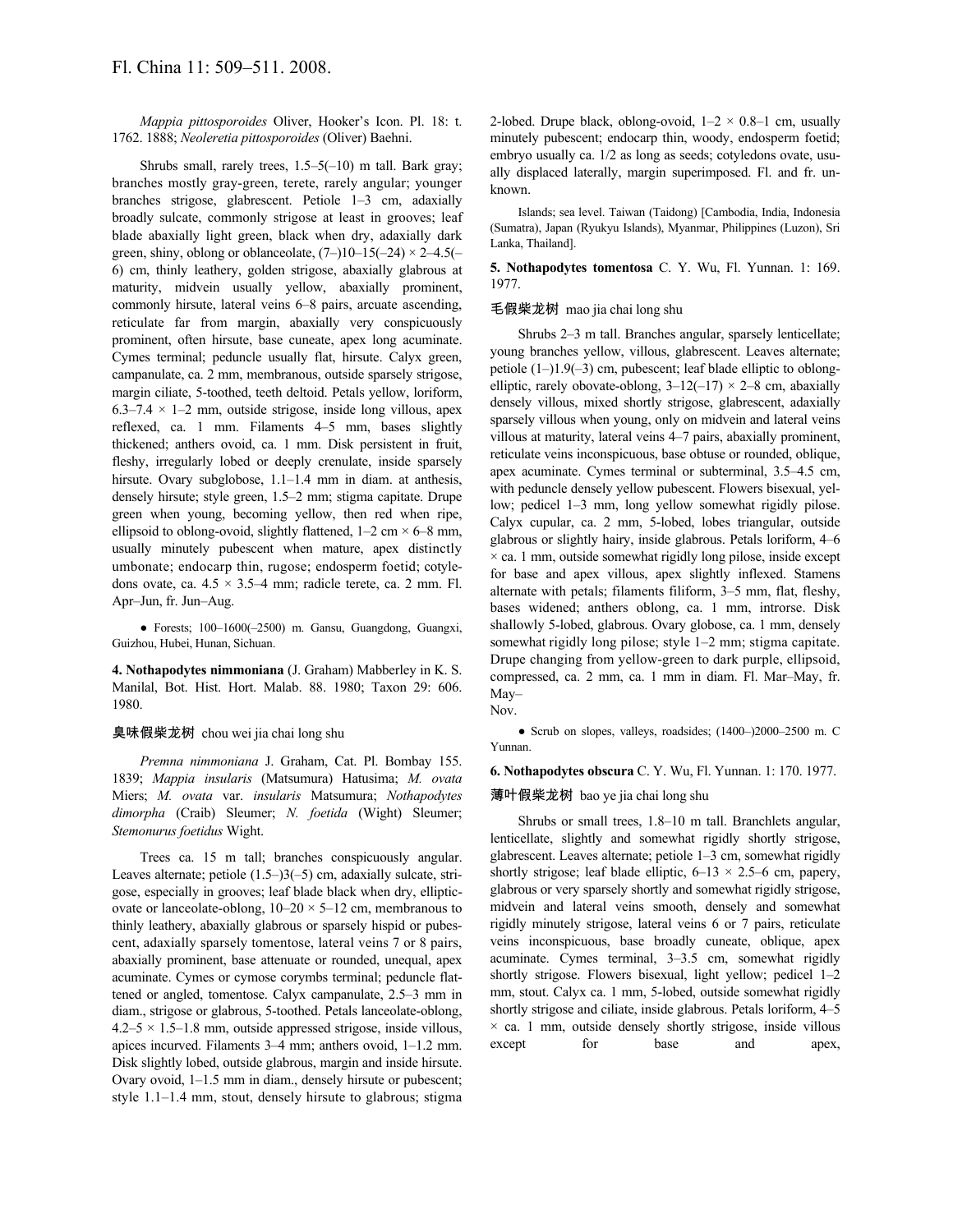Fl. China 11: 509–511. 2008.

*Mappia pittosporoides* Oliver, Hooker's Icon. Pl. 18: t. 1762. 1888; *Neoleretia pittosporoides* (Oliver) Baehni.

Shrubs small, rarely trees, 1.5–5(–10) m tall. Bark gray; branches mostly gray-green, terete, rarely angular; younger branches strigose, glabrescent. Petiole 1–3 cm, adaxially broadly sulcate, commonly strigose at least in grooves; leaf blade abaxially light green, black when dry, adaxially dark green, shiny, oblong or oblanceolate, (7–)10–15(–24) × 2–4.5(–6) cm, thinly leathery, golden strigose, abaxially glabrous at maturity, midvein usually yellow, abaxially prominent, commonly hirsute, lateral veins 6–8 pairs, arcuate ascending, reticulate far from margin, abaxially very conspicuously prominent, often hirsute, base cuneate, apex long acuminate. Cymes terminal; peduncle usually flat, hirsute. Calyx green, campanulate, ca. 2 mm, membranous, outside sparsely strigose, margin ciliate, 5-toothed, teeth deltoid. Petals yellow, loriform, 6.3–7.4 × 1–2 mm, outside strigose, inside long villous, apex reflexed, ca. 1 mm. Filaments 4–5 mm, bases slightly thickened; anthers ovoid, ca. 1 mm. Disk persistent in fruit, fleshy, irregularly lobed or deeply crenulate, inside sparsely hirsute. Ovary subglobose, 1.1–1.4 mm in diam. at anthesis, densely hirsute; style green, 1.5–2 mm; stigma capitate. Drupe green when young, becoming yellow, then red when ripe, ellipsoid to oblong-ovoid, slightly flattened, 1–2 cm × 6–8 mm, usually minutely pubescent when mature, apex distinctly umbonate; endocarp thin, rugose; endosperm foetid; cotyledons ovate, ca. 4.5 × 3.5–4 mm; radicle terete, ca. 2 mm. Fl. Apr–Jun, fr. Jun–Aug.

● Forests; 100–1600(–2500) m. Gansu, Guangdong, Guangxi, Guizhou, Hubei, Hunan, Sichuan.

**4. Nothapodytes nimmoniana** (J. Graham) Mabberley in K. S. Manilal, Bot. Hist. Hort. Malab. 88. 1980; Taxon 29: 606. 1980.

臭味假柴龙树 chou wei jia chai long shu

*Premna nimmoniana* J. Graham, Cat. Pl. Bombay 155. 1839; *Mappia insularis* (Matsumura) Hatusima; *M. ovata* Miers; *M. ovata* var. *insularis* Matsumura; *Nothapodytes dimorpha* (Craib) Sleumer; *N. foetida* (Wight) Sleumer; *Stemonurus foetidus* Wight.

Trees ca. 15 m tall; branches conspicuously angular. Leaves alternate; petiole (1.5–)3(–5) cm, adaxially sulcate, strigose, especially in grooves; leaf blade black when dry, elliptic-ovate or lanceolate-oblong, 10–20 × 5–12 cm, membranous to thinly leathery, abaxially glabrous or sparsely hispid or pubescent, adaxially sparsely tomentose, lateral veins 7 or 8 pairs, abaxially prominent, base attenuate or rounded, unequal, apex acuminate. Cymes or cymose corymbs terminal; peduncle flattened or angled, tomentose. Calyx campanulate, 2.5–3 mm in diam., strigose or glabrous, 5-toothed. Petals lanceolate-oblong, 4.2–5 × 1.5–1.8 mm, outside appressed strigose, inside villous, apices incurved. Filaments 3–4 mm; anthers ovoid, 1–1.2 mm. Disk slightly lobed, outside glabrous, margin and inside hirsute. Ovary ovoid, 1–1.5 mm in diam., densely hirsute or pubescent; style 1.1–1.4 mm, stout, densely hirsute to glabrous; stigma 2-lobed. Drupe black, oblong-ovoid, 1–2 × 0.8–1 cm, usually minutely pubescent; endocarp thin, woody, endosperm foetid; embryo usually ca. 1/2 as long as seeds; cotyledons ovate, usually displaced laterally, margin superimposed. Fl. and fr. unknown.

Islands; sea level. Taiwan (Taidong) [Cambodia, India, Indonesia (Sumatra), Japan (Ryukyu Islands), Myanmar, Philippines (Luzon), Sri Lanka, Thailand].

**5. Nothapodytes tomentosa** C. Y. Wu, Fl. Yunnan. 1: 169. 1977.

毛假柴龙树 mao jia chai long shu

Shrubs 2–3 m tall. Branches angular, sparsely lenticellate; young branches yellow, villous, glabrescent. Leaves alternate; petiole (1–)1.9(–3) cm, pubescent; leaf blade elliptic to oblong-elliptic, rarely obovate-oblong, 3–12(–17) × 2–8 cm, abaxially densely villous, mixed shortly strigose, glabrescent, adaxially sparsely villous when young, only on midvein and lateral veins villous at maturity, lateral veins 4–7 pairs, abaxially prominent, reticulate veins inconspicuous, base obtuse or rounded, oblique, apex acuminate. Cymes terminal or subterminal, 3.5–4.5 cm, with peduncle densely yellow pubescent. Flowers bisexual, yellow; pedicel 1–3 mm, long yellow somewhat rigidly pilose. Calyx cupular, ca. 2 mm, 5-lobed, lobes triangular, outside glabrous or slightly hairy, inside glabrous. Petals loriform, 4–6 × ca. 1 mm, outside somewhat rigidly long pilose, inside except for base and apex villous, apex slightly inflexed. Stamens alternate with petals; filaments filiform, 3–5 mm, flat, fleshy, bases widened; anthers oblong, ca. 1 mm, introrse. Disk shallowly 5-lobed, glabrous. Ovary globose, ca. 1 mm, densely somewhat rigidly long pilose; style 1–2 mm; stigma capitate. Drupe changing from yellow-green to dark purple, ellipsoid, compressed, ca. 2 mm, ca. 1 mm in diam. Fl. Mar–May, fr. May–Nov.

● Scrub on slopes, valleys, roadsides; (1400–)2000–2500 m. C Yunnan.

**6. Nothapodytes obscura** C. Y. Wu, Fl. Yunnan. 1: 170. 1977.

薄叶假柴龙树 bao ye jia chai long shu

Shrubs or small trees, 1.8–10 m tall. Branchlets angular, lenticellate, slightly and somewhat rigidly shortly strigose, glabrescent. Leaves alternate; petiole 1–3 cm, somewhat rigidly shortly strigose; leaf blade elliptic, 6–13 × 2.5–6 cm, papery, glabrous or very sparsely shortly and somewhat rigidly strigose, midvein and lateral veins smooth, densely and somewhat rigidly minutely strigose, lateral veins 6 or 7 pairs, reticulate veins inconspicuous, base broadly cuneate, oblique, apex acuminate. Cymes terminal, 3–3.5 cm, somewhat rigidly shortly strigose. Flowers bisexual, light yellow; pedicel 1–2 mm, stout. Calyx ca. 1 mm, 5-lobed, outside somewhat rigidly shortly strigose and ciliate, inside glabrous. Petals loriform, 4–5 × ca. 1 mm, outside densely shortly strigose, inside villous except for base and apex,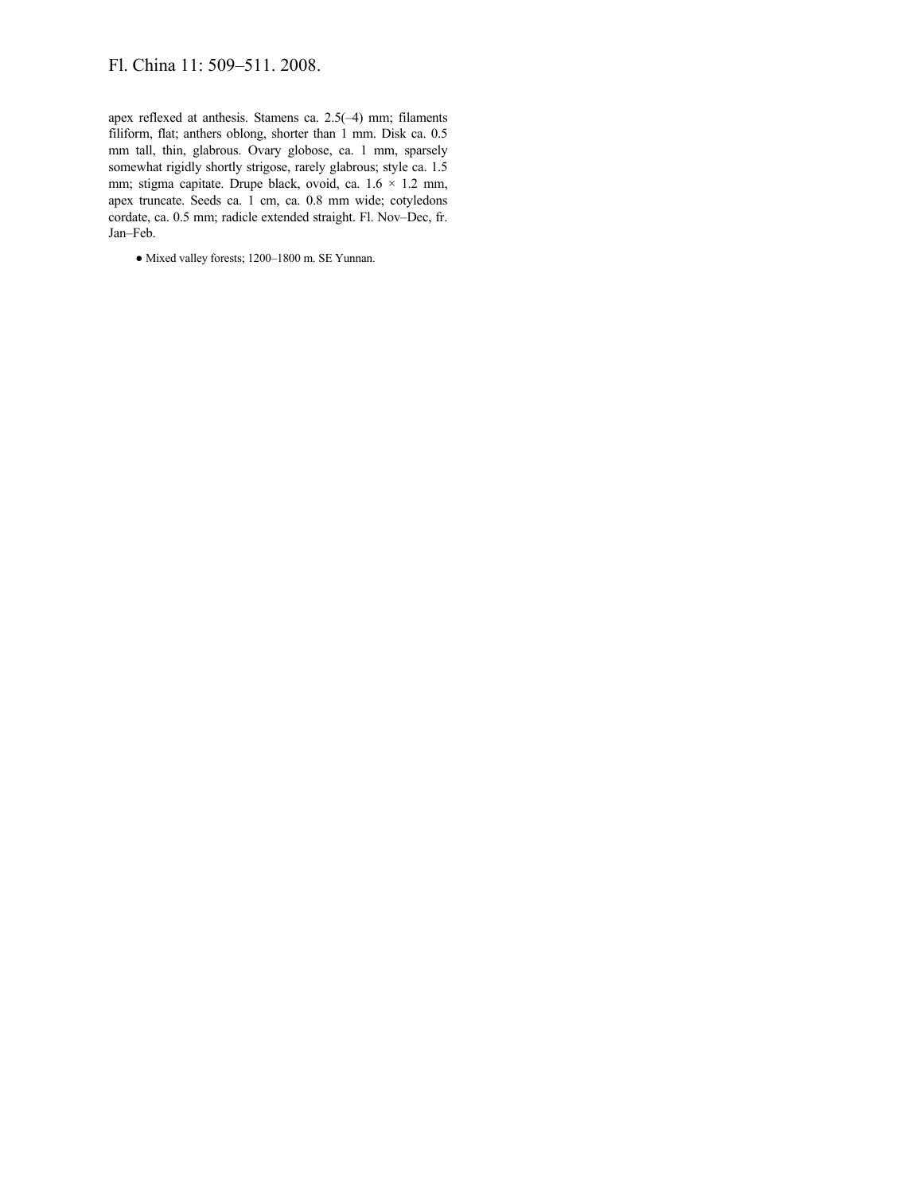apex reflexed at anthesis. Stamens ca. 2.5(–4) mm; filaments filiform, flat; anthers oblong, shorter than 1 mm. Disk ca. 0.5 mm tall, thin, glabrous. Ovary globose, ca. 1 mm, sparsely somewhat rigidly shortly strigose, rarely glabrous; style ca. 1.5 mm; stigma capitate. Drupe black, ovoid, ca. 1.6 × 1.2 mm, apex truncate. Seeds ca. 1 cm, ca. 0.8 mm wide; cotyledons cordate, ca. 0.5 mm; radicle extended straight. Fl. Nov–Dec, fr. Jan–Feb.

● Mixed valley forests; 1200–1800 m. SE Yunnan.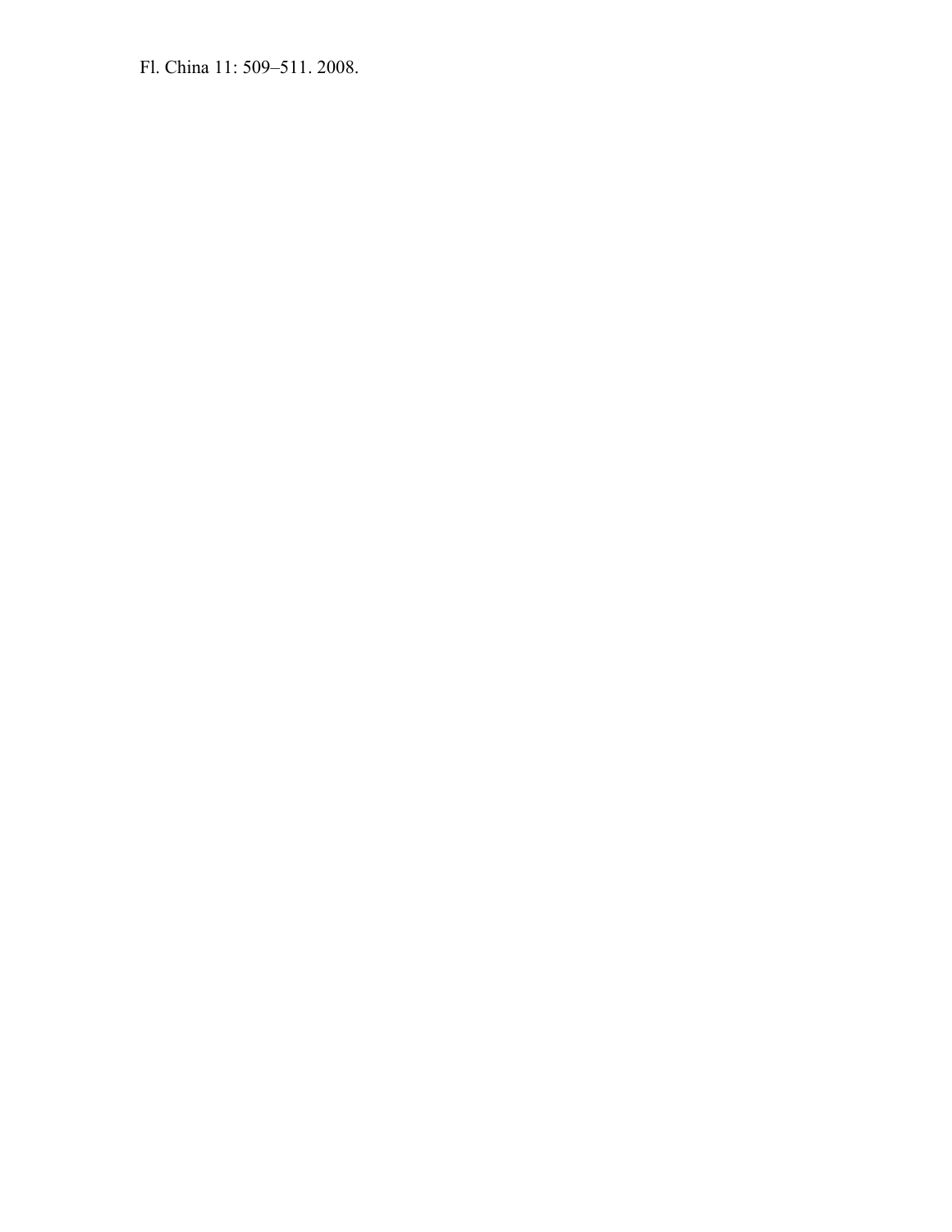Fl. China 11: 509–511. 2008.